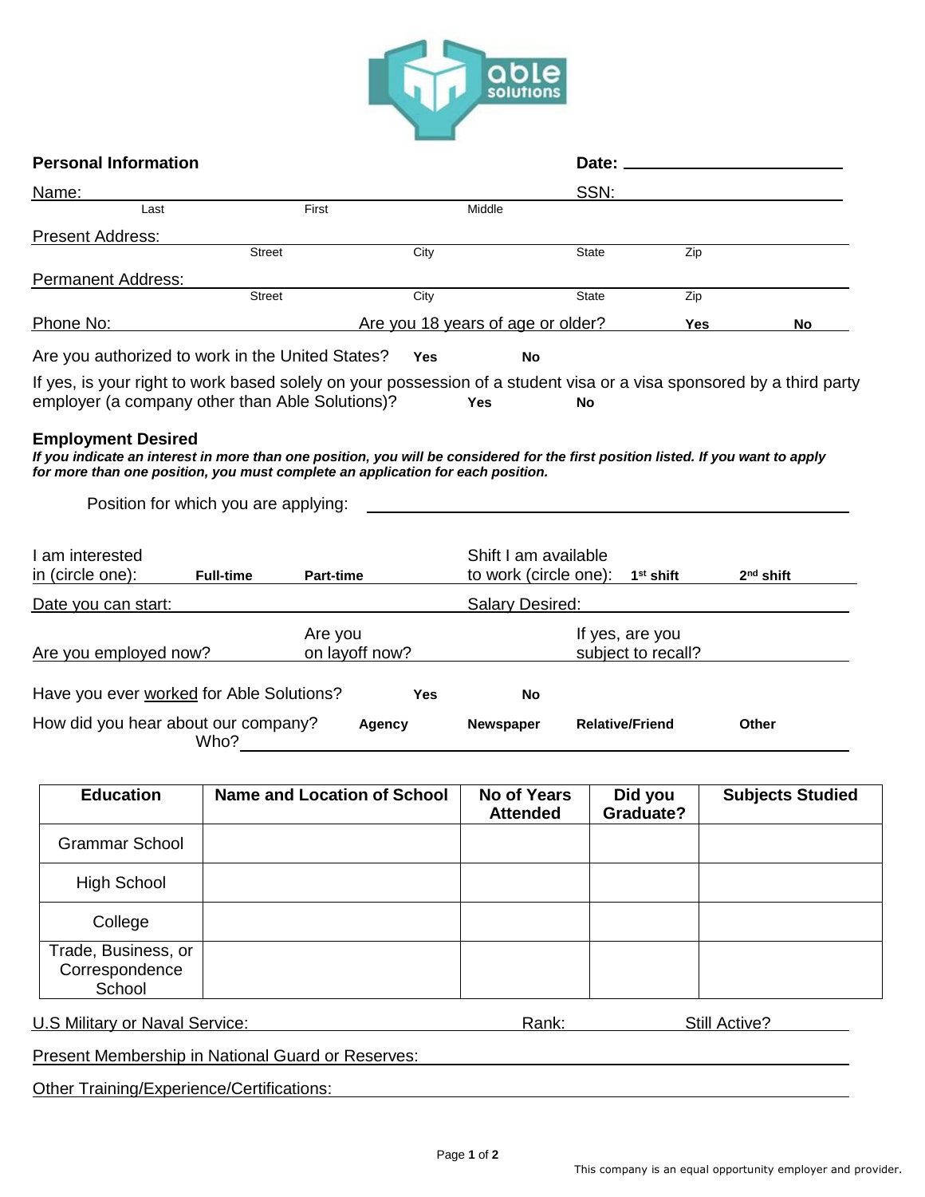**Personal Information** **Date:** ______________________

Name: ______________________________________________ SSN: ______________________
Last First Middle

Present Address: ______________________________________________
Street City State Zip

Permanent Address: ______________________________________________
Street City State Zip

Phone No: ______________________ Are you 18 years of age or older? **Yes** **No**

Are you authorized to work in the United States? **Yes** **No**

If yes, is your right to work based solely on your possession of a student visa or a visa sponsored by a third party employer (a company other than Able Solutions)? **Yes** **No**

**Employment Desired**

***If you indicate an interest in more than one position, you will be considered for the first position listed. If you want to apply for more than one position, you must complete an application for each position.***

Position for which you are applying: ______________________________________________

I am interested in (circle one): **Full-time** **Part-time** Shift I am available to work (circle one): **1st shift** **2nd shift**

Date you can start: ______________________ Salary Desired: ______________________

Are you employed now? __________ Are you on layoff now? __________ If yes, are you subject to recall? __________

Have you ever worked for Able Solutions? **Yes** **No**

How did you hear about our company? **Agency** **Newspaper** **Relative/Friend** **Other**

Who? ______________________________________________

| Education | Name and Location of School | No of Years Attended | Did you Graduate? | Subjects Studied |
|---|---|---|---|---|
| Grammar School | | | | |
| High School | | | | |
| College | | | | |
| Trade, Business, or Correspondence School | | | | |

U.S Military or Naval Service: ______________________ Rank: __________ Still Active? __________

Present Membership in National Guard or Reserves: ______________________________________________

Other Training/Experience/Certifications: ______________________________________________

This company is an equal opportunity employer and provider.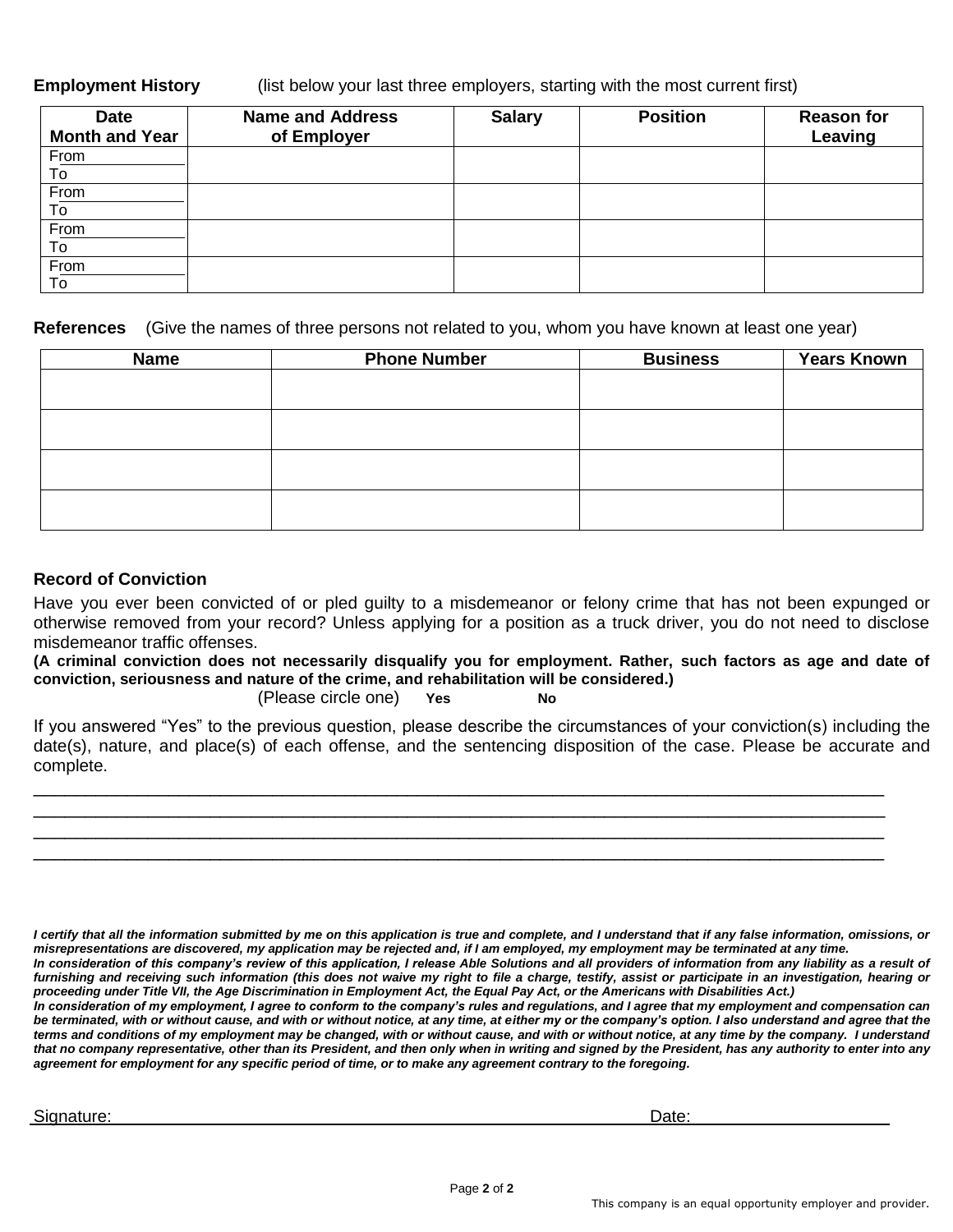**Employment History** (list below your last three employers, starting with the most current first)

| Date Month and Year | Name and Address of Employer | Salary | Position | Reason for Leaving |
|---|---|---|---|---|
| From<br>To | | | | |
| From<br>To | | | | |
| From<br>To | | | | |
| From<br>To | | | | |

**References** (Give the names of three persons not related to you, whom you have known at least one year)

| Name | Phone Number | Business | Years Known |
|---|---|---|---|
| | | | |
| | | | |
| | | | |
| | | | |

**Record of Conviction**

Have you ever been convicted of or pled guilty to a misdemeanor or felony crime that has not been expunged or otherwise removed from your record? Unless applying for a position as a truck driver, you do not need to disclose misdemeanor traffic offenses.

**(A criminal conviction does not necessarily disqualify you for employment. Rather, such factors as age and date of conviction, seriousness and nature of the crime, and rehabilitation will be considered.)**

(Please circle one) **Yes** **No**

If you answered "Yes" to the previous question, please describe the circumstances of your conviction(s) including the date(s), nature, and place(s) of each offense, and the sentencing disposition of the case. Please be accurate and complete.

\_\_\_\_\_\_\_\_\_\_\_\_\_\_\_\_\_\_\_\_\_\_\_\_\_\_\_\_\_\_\_\_\_\_\_\_\_\_\_\_\_\_\_\_\_\_\_\_\_\_\_\_\_\_\_\_\_\_\_\_\_\_\_\_\_\_\_\_\_\_\_\_\_\_\_\_\_\_

\_\_\_\_\_\_\_\_\_\_\_\_\_\_\_\_\_\_\_\_\_\_\_\_\_\_\_\_\_\_\_\_\_\_\_\_\_\_\_\_\_\_\_\_\_\_\_\_\_\_\_\_\_\_\_\_\_\_\_\_\_\_\_\_\_\_\_\_\_\_\_\_\_\_\_\_\_\_

\_\_\_\_\_\_\_\_\_\_\_\_\_\_\_\_\_\_\_\_\_\_\_\_\_\_\_\_\_\_\_\_\_\_\_\_\_\_\_\_\_\_\_\_\_\_\_\_\_\_\_\_\_\_\_\_\_\_\_\_\_\_\_\_\_\_\_\_\_\_\_\_\_\_\_\_\_\_

\_\_\_\_\_\_\_\_\_\_\_\_\_\_\_\_\_\_\_\_\_\_\_\_\_\_\_\_\_\_\_\_\_\_\_\_\_\_\_\_\_\_\_\_\_\_\_\_\_\_\_\_\_\_\_\_\_\_\_\_\_\_\_\_\_\_\_\_\_\_\_\_\_\_\_\_\_\_

***I certify that all the information submitted by me on this application is true and complete, and I understand that if any false information, omissions, or misrepresentations are discovered, my application may be rejected and, if I am employed, my employment may be terminated at any time.***

***In consideration of this company's review of this application, I release Able Solutions and all providers of information from any liability as a result of furnishing and receiving such information (this does not waive my right to file a charge, testify, assist or participate in an investigation, hearing or proceeding under Title VII, the Age Discrimination in Employment Act, the Equal Pay Act, or the Americans with Disabilities Act.)***

***In consideration of my employment, I agree to conform to the company's rules and regulations, and I agree that my employment and compensation can be terminated, with or without cause, and with or without notice, at any time, at either my or the company's option. I also understand and agree that the terms and conditions of my employment may be changed, with or without cause, and with or without notice, at any time by the company. I understand that no company representative, other than its President, and then only when in writing and signed by the President, has any authority to enter into any agreement for employment for any specific period of time, or to make any agreement contrary to the foregoing.***

Signature:\_\_\_\_\_\_\_\_\_\_\_\_\_\_\_\_\_\_\_\_\_\_\_\_\_\_\_\_\_\_\_\_\_\_\_\_\_\_\_\_\_\_ Date:\_\_\_\_\_\_\_\_\_\_\_\_\_\_\_\_\_\_\_\_

This company is an equal opportunity employer and provider.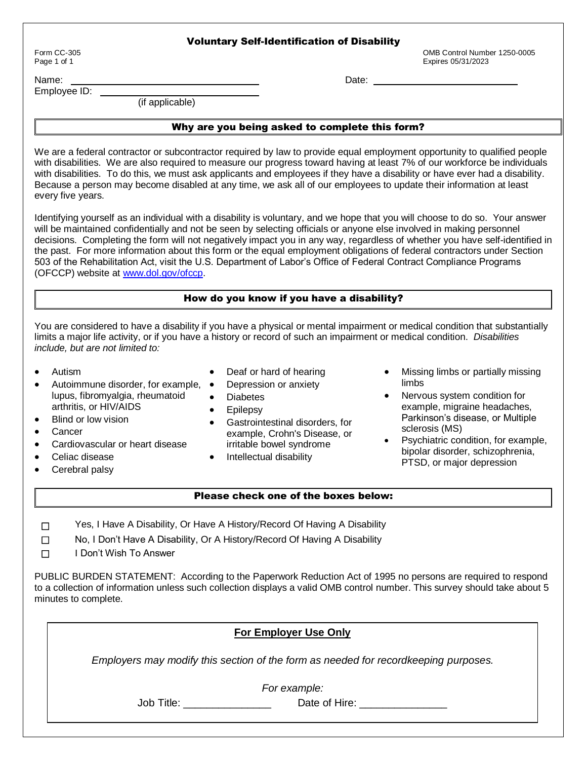# Voluntary Self-Identification of Disability

Form CC-305
Page 1 of 1

OMB Control Number 1250-0005
Expires 05/31/2023

Name: ______________________________ Date: ______________________________

Employee ID: ______________________________
(if applicable)

## Why are you being asked to complete this form?

We are a federal contractor or subcontractor required by law to provide equal employment opportunity to qualified people with disabilities. We are also required to measure our progress toward having at least 7% of our workforce be individuals with disabilities. To do this, we must ask applicants and employees if they have a disability or have ever had a disability. Because a person may become disabled at any time, we ask all of our employees to update their information at least every five years.

Identifying yourself as an individual with a disability is voluntary, and we hope that you will choose to do so. Your answer will be maintained confidentially and not be seen by selecting officials or anyone else involved in making personnel decisions. Completing the form will not negatively impact you in any way, regardless of whether you have self-identified in the past. For more information about this form or the equal employment obligations of federal contractors under Section 503 of the Rehabilitation Act, visit the U.S. Department of Labor's Office of Federal Contract Compliance Programs (OFCCP) website at [www.dol.gov/ofccp](http://www.dol.gov/ofccp).

## How do you know if you have a disability?

You are considered to have a disability if you have a physical or mental impairment or medical condition that substantially limits a major life activity, or if you have a history or record of such an impairment or medical condition. *Disabilities include, but are not limited to:*

- Autism
- Autoimmune disorder, for example, lupus, fibromyalgia, rheumatoid arthritis, or HIV/AIDS
- Blind or low vision
- Cancer
- Cardiovascular or heart disease
- Celiac disease
- Cerebral palsy
- Deaf or hard of hearing
- Depression or anxiety
- Diabetes
- Epilepsy
- Gastrointestinal disorders, for example, Crohn's Disease, or irritable bowel syndrome
- Intellectual disability
- Missing limbs or partially missing limbs
- Nervous system condition for example, migraine headaches, Parkinson's disease, or Multiple sclerosis (MS)
- Psychiatric condition, for example, bipolar disorder, schizophrenia, PTSD, or major depression

## Please check one of the boxes below:

☐ Yes, I Have A Disability, Or Have A History/Record Of Having A Disability

☐ No, I Don't Have A Disability, Or A History/Record Of Having A Disability

☐ I Don't Wish To Answer

PUBLIC BURDEN STATEMENT: According to the Paperwork Reduction Act of 1995 no persons are required to respond to a collection of information unless such collection displays a valid OMB control number. This survey should take about 5 minutes to complete.

**For Employer Use Only**

*Employers may modify this section of the form as needed for recordkeeping purposes.*

*For example:*

Job Title: _______________ Date of Hire: _______________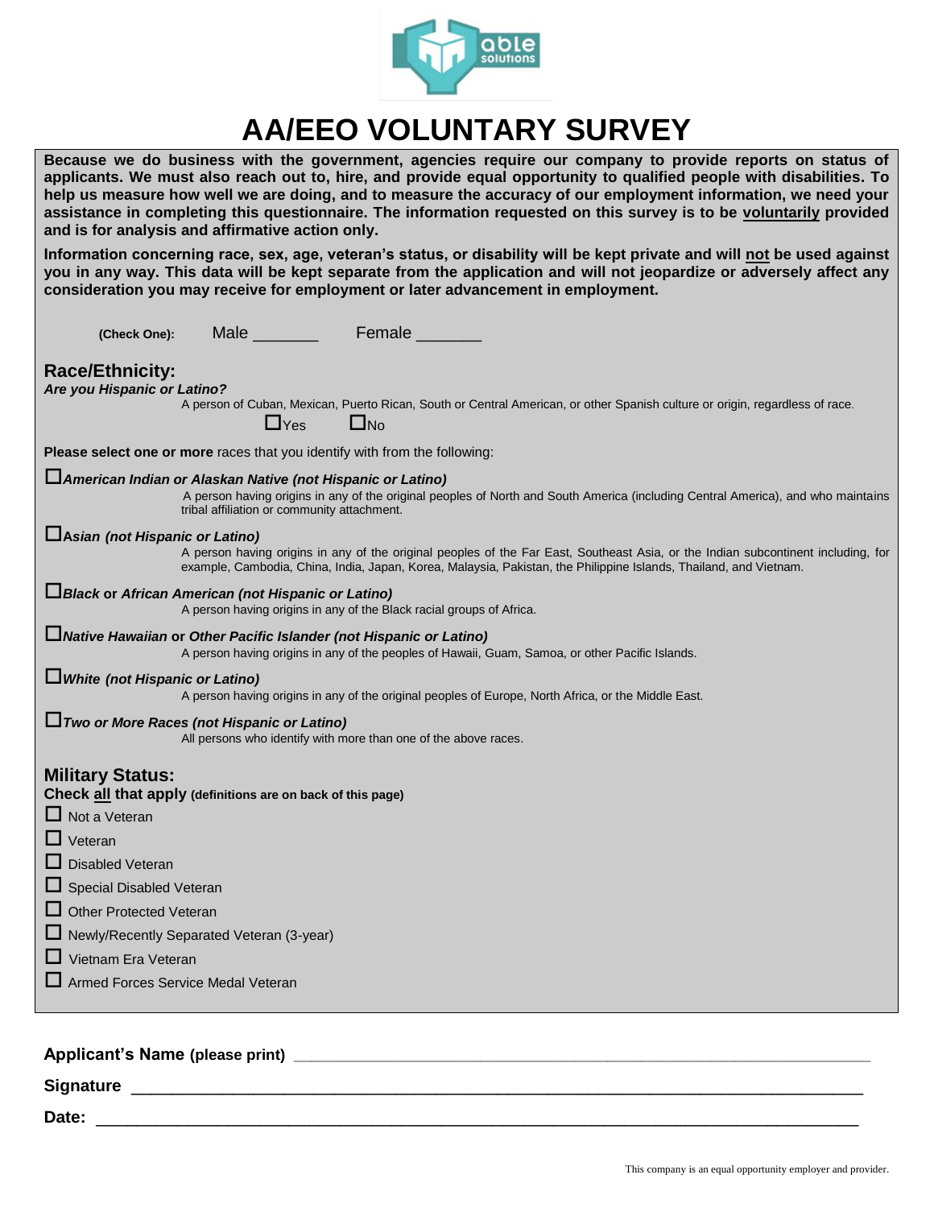# AA/EEO VOLUNTARY SURVEY

**Because we do business with the government, agencies require our company to provide reports on status of applicants. We must also reach out to, hire, and provide equal opportunity to qualified people with disabilities. To help us measure how well we are doing, and to measure the accuracy of our employment information, we need your assistance in completing this questionnaire. The information requested on this survey is to be voluntarily provided and is for analysis and affirmative action only.**

**Information concerning race, sex, age, veteran's status, or disability will be kept private and will not be used against you in any way. This data will be kept separate from the application and will not jeopardize or adversely affect any consideration you may receive for employment or later advancement in employment.**

**(Check One):** Male _______ Female _______

## Race/Ethnicity:

***Are you Hispanic or Latino?***

A person of Cuban, Mexican, Puerto Rican, South or Central American, or other Spanish culture or origin, regardless of race.

☐ Yes ☐ No

**Please select one or more** races that you identify with from the following:

☐ ***American Indian or Alaskan Native (not Hispanic or Latino)***
A person having origins in any of the original peoples of North and South America (including Central America), and who maintains tribal affiliation or community attachment.

☐ ***Asian (not Hispanic or Latino)***
A person having origins in any of the original peoples of the Far East, Southeast Asia, or the Indian subcontinent including, for example, Cambodia, China, India, Japan, Korea, Malaysia, Pakistan, the Philippine Islands, Thailand, and Vietnam.

☐ ***Black* or *African American (not Hispanic or Latino)***
A person having origins in any of the Black racial groups of Africa.

☐ ***Native Hawaiian* or *Other Pacific Islander (not Hispanic or Latino)***
A person having origins in any of the peoples of Hawaii, Guam, Samoa, or other Pacific Islands.

☐ ***White (not Hispanic or Latino)***
A person having origins in any of the original peoples of Europe, North Africa, or the Middle East.

☐ ***Two or More Races (not Hispanic or Latino)***
All persons who identify with more than one of the above races.

## Military Status:

**Check all that apply (definitions are on back of this page)**

☐ Not a Veteran
☐ Veteran
☐ Disabled Veteran
☐ Special Disabled Veteran
☐ Other Protected Veteran
☐ Newly/Recently Separated Veteran (3-year)
☐ Vietnam Era Veteran
☐ Armed Forces Service Medal Veteran

**Applicant's Name (please print)** ____________________________________________

**Signature** ____________________________________________

**Date:** ____________________________________________

This company is an equal opportunity employer and provider.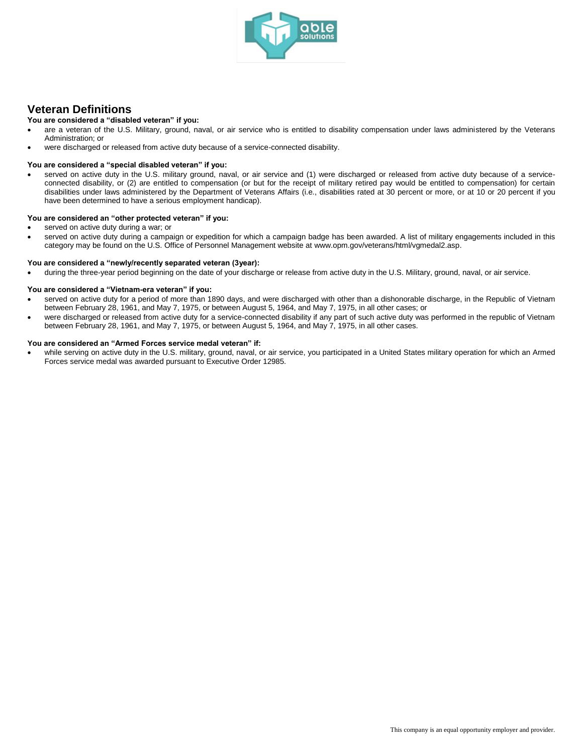## Veteran Definitions

**You are considered a “disabled veteran” if you:**

- are a veteran of the U.S. Military, ground, naval, or air service who is entitled to disability compensation under laws administered by the Veterans Administration; or
- were discharged or released from active duty because of a service-connected disability.

**You are considered a “special disabled veteran” if you:**

- served on active duty in the U.S. military ground, naval, or air service and (1) were discharged or released from active duty because of a service-connected disability, or (2) are entitled to compensation (or but for the receipt of military retired pay would be entitled to compensation) for certain disabilities under laws administered by the Department of Veterans Affairs (i.e., disabilities rated at 30 percent or more, or at 10 or 20 percent if you have been determined to have a serious employment handicap).

**You are considered an “other protected veteran” if you:**

- served on active duty during a war; or
- served on active duty during a campaign or expedition for which a campaign badge has been awarded. A list of military engagements included in this category may be found on the U.S. Office of Personnel Management website at www.opm.gov/veterans/html/vgmedal2.asp.

**You are considered a “newly/recently separated veteran (3year):**

- during the three-year period beginning on the date of your discharge or release from active duty in the U.S. Military, ground, naval, or air service.

**You are considered a “Vietnam-era veteran” if you:**

- served on active duty for a period of more than 1890 days, and were discharged with other than a dishonorable discharge, in the Republic of Vietnam between February 28, 1961, and May 7, 1975, or between August 5, 1964, and May 7, 1975, in all other cases; or
- were discharged or released from active duty for a service-connected disability if any part of such active duty was performed in the republic of Vietnam between February 28, 1961, and May 7, 1975, or between August 5, 1964, and May 7, 1975, in all other cases.

**You are considered an “Armed Forces service medal veteran” if:**

- while serving on active duty in the U.S. military, ground, naval, or air service, you participated in a United States military operation for which an Armed Forces service medal was awarded pursuant to Executive Order 12985.

This company is an equal opportunity employer and provider.